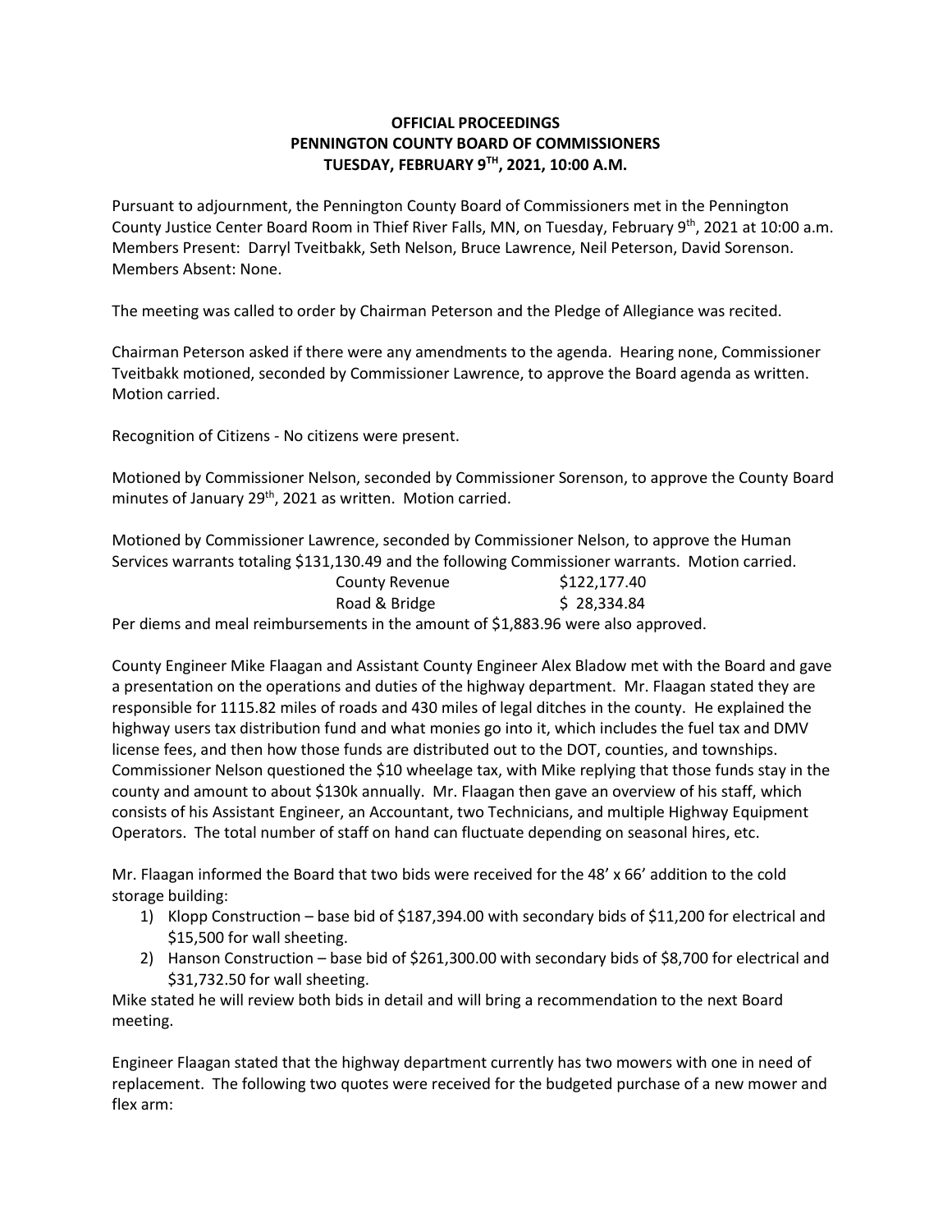**OFFICIAL PROCEEDINGS**
**PENNINGTON COUNTY BOARD OF COMMISSIONERS**
**TUESDAY, FEBRUARY 9TH, 2021, 10:00 A.M.**

Pursuant to adjournment, the Pennington County Board of Commissioners met in the Pennington County Justice Center Board Room in Thief River Falls, MN, on Tuesday, February 9th, 2021 at 10:00 a.m. Members Present: Darryl Tveitbakk, Seth Nelson, Bruce Lawrence, Neil Peterson, David Sorenson. Members Absent: None.

The meeting was called to order by Chairman Peterson and the Pledge of Allegiance was recited.

Chairman Peterson asked if there were any amendments to the agenda. Hearing none, Commissioner Tveitbakk motioned, seconded by Commissioner Lawrence, to approve the Board agenda as written. Motion carried.

Recognition of Citizens - No citizens were present.

Motioned by Commissioner Nelson, seconded by Commissioner Sorenson, to approve the County Board minutes of January 29th, 2021 as written. Motion carried.

Motioned by Commissioner Lawrence, seconded by Commissioner Nelson, to approve the Human Services warrants totaling $131,130.49 and the following Commissioner warrants. Motion carried.

| | |
|---|---|
| County Revenue | $122,177.40 |
| Road & Bridge | $ 28,334.84 |

Per diems and meal reimbursements in the amount of $1,883.96 were also approved.

County Engineer Mike Flaagan and Assistant County Engineer Alex Bladow met with the Board and gave a presentation on the operations and duties of the highway department. Mr. Flaagan stated they are responsible for 1115.82 miles of roads and 430 miles of legal ditches in the county. He explained the highway users tax distribution fund and what monies go into it, which includes the fuel tax and DMV license fees, and then how those funds are distributed out to the DOT, counties, and townships. Commissioner Nelson questioned the $10 wheelage tax, with Mike replying that those funds stay in the county and amount to about $130k annually. Mr. Flaagan then gave an overview of his staff, which consists of his Assistant Engineer, an Accountant, two Technicians, and multiple Highway Equipment Operators. The total number of staff on hand can fluctuate depending on seasonal hires, etc.

Mr. Flaagan informed the Board that two bids were received for the 48' x 66' addition to the cold storage building:

1) Klopp Construction – base bid of $187,394.00 with secondary bids of $11,200 for electrical and $15,500 for wall sheeting.
2) Hanson Construction – base bid of $261,300.00 with secondary bids of $8,700 for electrical and $31,732.50 for wall sheeting.

Mike stated he will review both bids in detail and will bring a recommendation to the next Board meeting.

Engineer Flaagan stated that the highway department currently has two mowers with one in need of replacement. The following two quotes were received for the budgeted purchase of a new mower and flex arm: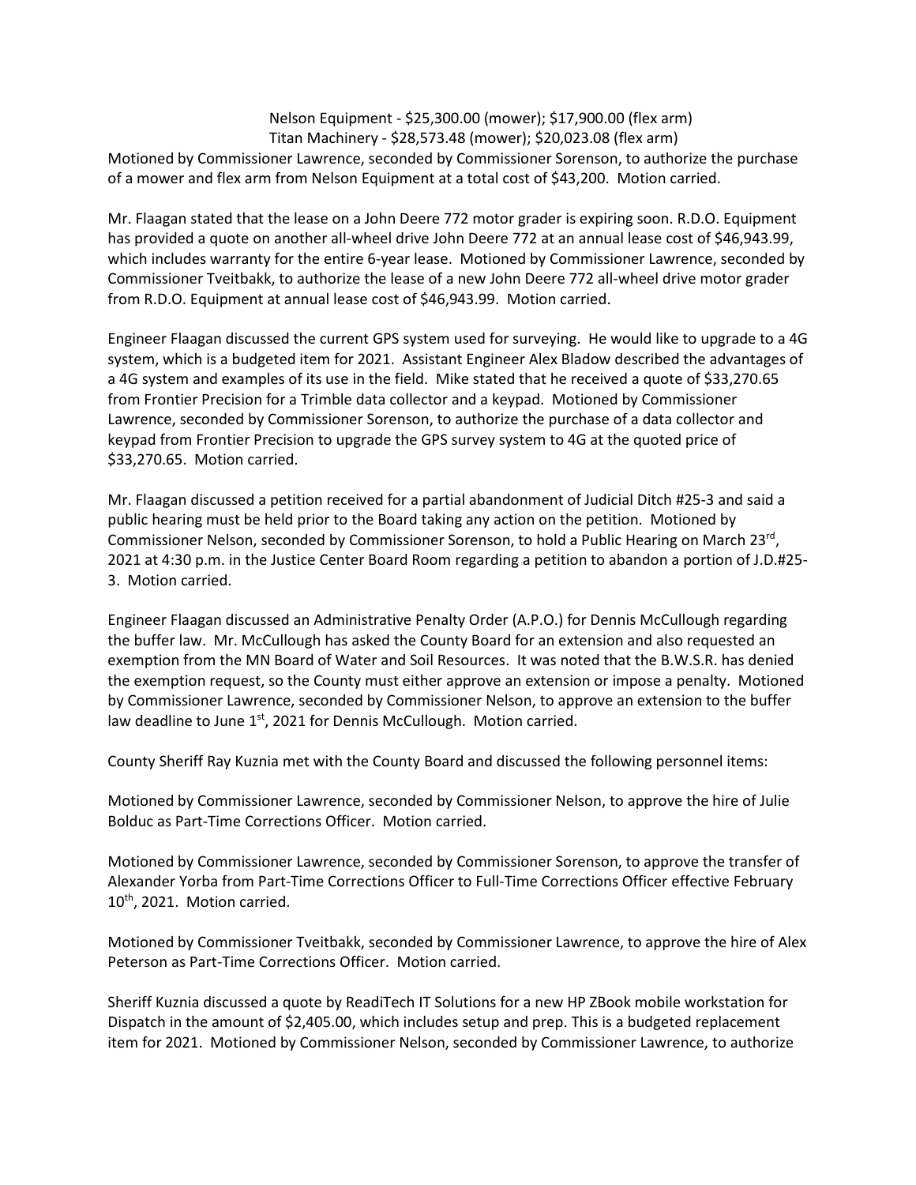Nelson Equipment - $25,300.00 (mower); $17,900.00 (flex arm)
Titan Machinery - $28,573.48 (mower); $20,023.08 (flex arm)

Motioned by Commissioner Lawrence, seconded by Commissioner Sorenson, to authorize the purchase of a mower and flex arm from Nelson Equipment at a total cost of $43,200. Motion carried.

Mr. Flaagan stated that the lease on a John Deere 772 motor grader is expiring soon. R.D.O. Equipment has provided a quote on another all-wheel drive John Deere 772 at an annual lease cost of $46,943.99, which includes warranty for the entire 6-year lease. Motioned by Commissioner Lawrence, seconded by Commissioner Tveitbakk, to authorize the lease of a new John Deere 772 all-wheel drive motor grader from R.D.O. Equipment at annual lease cost of $46,943.99. Motion carried.

Engineer Flaagan discussed the current GPS system used for surveying. He would like to upgrade to a 4G system, which is a budgeted item for 2021. Assistant Engineer Alex Bladow described the advantages of a 4G system and examples of its use in the field. Mike stated that he received a quote of $33,270.65 from Frontier Precision for a Trimble data collector and a keypad. Motioned by Commissioner Lawrence, seconded by Commissioner Sorenson, to authorize the purchase of a data collector and keypad from Frontier Precision to upgrade the GPS survey system to 4G at the quoted price of $33,270.65. Motion carried.

Mr. Flaagan discussed a petition received for a partial abandonment of Judicial Ditch #25-3 and said a public hearing must be held prior to the Board taking any action on the petition. Motioned by Commissioner Nelson, seconded by Commissioner Sorenson, to hold a Public Hearing on March 23rd, 2021 at 4:30 p.m. in the Justice Center Board Room regarding a petition to abandon a portion of J.D.#25-3. Motion carried.

Engineer Flaagan discussed an Administrative Penalty Order (A.P.O.) for Dennis McCullough regarding the buffer law. Mr. McCullough has asked the County Board for an extension and also requested an exemption from the MN Board of Water and Soil Resources. It was noted that the B.W.S.R. has denied the exemption request, so the County must either approve an extension or impose a penalty. Motioned by Commissioner Lawrence, seconded by Commissioner Nelson, to approve an extension to the buffer law deadline to June 1st, 2021 for Dennis McCullough. Motion carried.

County Sheriff Ray Kuznia met with the County Board and discussed the following personnel items:

Motioned by Commissioner Lawrence, seconded by Commissioner Nelson, to approve the hire of Julie Bolduc as Part-Time Corrections Officer. Motion carried.

Motioned by Commissioner Lawrence, seconded by Commissioner Sorenson, to approve the transfer of Alexander Yorba from Part-Time Corrections Officer to Full-Time Corrections Officer effective February 10th, 2021. Motion carried.

Motioned by Commissioner Tveitbakk, seconded by Commissioner Lawrence, to approve the hire of Alex Peterson as Part-Time Corrections Officer. Motion carried.

Sheriff Kuznia discussed a quote by ReadiTech IT Solutions for a new HP ZBook mobile workstation for Dispatch in the amount of $2,405.00, which includes setup and prep. This is a budgeted replacement item for 2021. Motioned by Commissioner Nelson, seconded by Commissioner Lawrence, to authorize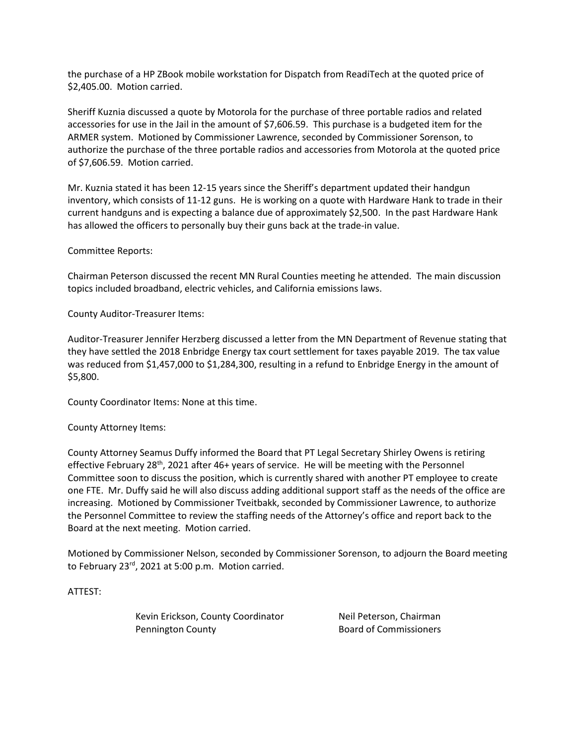the purchase of a HP ZBook mobile workstation for Dispatch from ReadiTech at the quoted price of $2,405.00. Motion carried.

Sheriff Kuznia discussed a quote by Motorola for the purchase of three portable radios and related accessories for use in the Jail in the amount of $7,606.59. This purchase is a budgeted item for the ARMER system. Motioned by Commissioner Lawrence, seconded by Commissioner Sorenson, to authorize the purchase of the three portable radios and accessories from Motorola at the quoted price of $7,606.59. Motion carried.

Mr. Kuznia stated it has been 12-15 years since the Sheriff's department updated their handgun inventory, which consists of 11-12 guns. He is working on a quote with Hardware Hank to trade in their current handguns and is expecting a balance due of approximately $2,500. In the past Hardware Hank has allowed the officers to personally buy their guns back at the trade-in value.

Committee Reports:

Chairman Peterson discussed the recent MN Rural Counties meeting he attended. The main discussion topics included broadband, electric vehicles, and California emissions laws.

County Auditor-Treasurer Items:

Auditor-Treasurer Jennifer Herzberg discussed a letter from the MN Department of Revenue stating that they have settled the 2018 Enbridge Energy tax court settlement for taxes payable 2019. The tax value was reduced from $1,457,000 to $1,284,300, resulting in a refund to Enbridge Energy in the amount of $5,800.

County Coordinator Items: None at this time.

County Attorney Items:

County Attorney Seamus Duffy informed the Board that PT Legal Secretary Shirley Owens is retiring effective February 28th, 2021 after 46+ years of service. He will be meeting with the Personnel Committee soon to discuss the position, which is currently shared with another PT employee to create one FTE. Mr. Duffy said he will also discuss adding additional support staff as the needs of the office are increasing. Motioned by Commissioner Tveitbakk, seconded by Commissioner Lawrence, to authorize the Personnel Committee to review the staffing needs of the Attorney's office and report back to the Board at the next meeting. Motion carried.

Motioned by Commissioner Nelson, seconded by Commissioner Sorenson, to adjourn the Board meeting to February 23rd, 2021 at 5:00 p.m. Motion carried.

ATTEST:

| | |
|---|---|
| Kevin Erickson, County Coordinator | Neil Peterson, Chairman |
| Pennington County | Board of Commissioners |